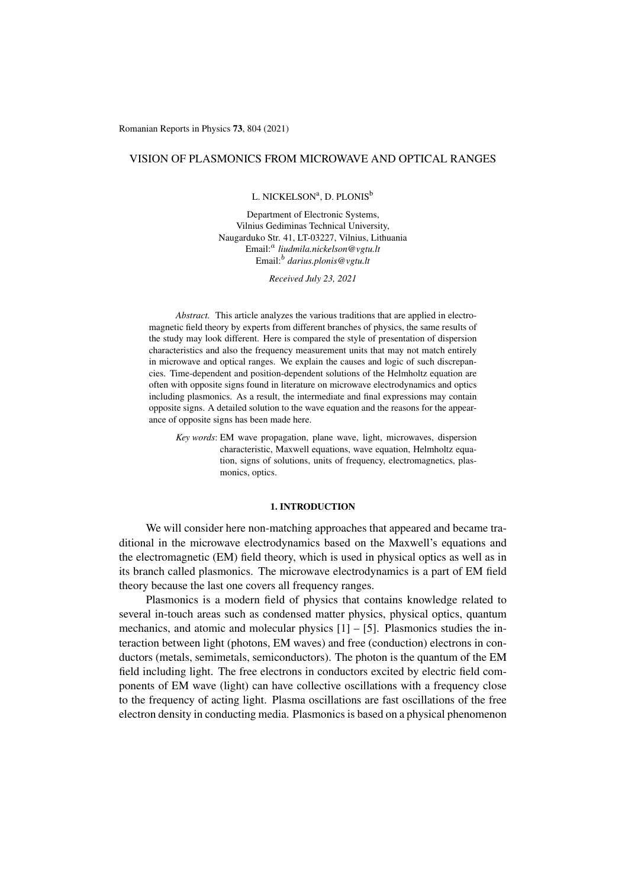# VISION OF PLASMONICS FROM MICROWAVE AND OPTICAL RANGES

L. NICKELSON[a], D. PLONIS[b]

Department of Electronic Systems,
Vilnius Gediminas Technical University,
Naugarduko Str. 41, LT-03227, Vilnius, Lithuania
Email:[a] *liudmila.nickelson@vgtu.lt*
Email:[b] *darius.plonis@vgtu.lt*

*Received July 23, 2021*

*Abstract.* This article analyzes the various traditions that are applied in electromagnetic field theory by experts from different branches of physics, the same results of the study may look different. Here is compared the style of presentation of dispersion characteristics and also the frequency measurement units that may not match entirely in microwave and optical ranges. We explain the causes and logic of such discrepancies. Time-dependent and position-dependent solutions of the Helmholtz equation are often with opposite signs found in literature on microwave electrodynamics and optics including plasmonics. As a result, the intermediate and final expressions may contain opposite signs. A detailed solution to the wave equation and the reasons for the appearance of opposite signs has been made here.

*Key words*: EM wave propagation, plane wave, light, microwaves, dispersion characteristic, Maxwell equations, wave equation, Helmholtz equation, signs of solutions, units of frequency, electromagnetics, plasmonics, optics.

## 1. INTRODUCTION

We will consider here non-matching approaches that appeared and became traditional in the microwave electrodynamics based on the Maxwell's equations and the electromagnetic (EM) field theory, which is used in physical optics as well as in its branch called plasmonics. The microwave electrodynamics is a part of EM field theory because the last one covers all frequency ranges.

Plasmonics is a modern field of physics that contains knowledge related to several in-touch areas such as condensed matter physics, physical optics, quantum mechanics, and atomic and molecular physics [1] – [5]. Plasmonics studies the interaction between light (photons, EM waves) and free (conduction) electrons in conductors (metals, semimetals, semiconductors). The photon is the quantum of the EM field including light. The free electrons in conductors excited by electric field components of EM wave (light) can have collective oscillations with a frequency close to the frequency of acting light. Plasma oscillations are fast oscillations of the free electron density in conducting media. Plasmonics is based on a physical phenomenon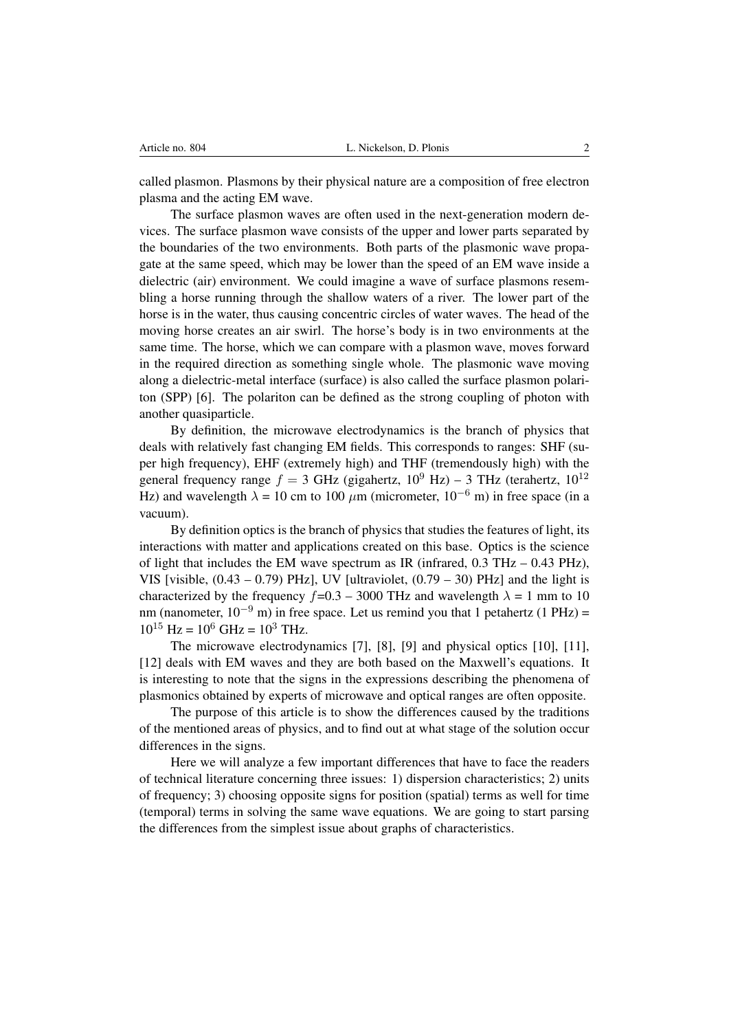called plasmon. Plasmons by their physical nature are a composition of free electron plasma and the acting EM wave.

The surface plasmon waves are often used in the next-generation modern devices. The surface plasmon wave consists of the upper and lower parts separated by the boundaries of the two environments. Both parts of the plasmonic wave propagate at the same speed, which may be lower than the speed of an EM wave inside a dielectric (air) environment. We could imagine a wave of surface plasmons resembling a horse running through the shallow waters of a river. The lower part of the horse is in the water, thus causing concentric circles of water waves. The head of the moving horse creates an air swirl. The horse's body is in two environments at the same time. The horse, which we can compare with a plasmon wave, moves forward in the required direction as something single whole. The plasmonic wave moving along a dielectric-metal interface (surface) is also called the surface plasmon polariton (SPP) [6]. The polariton can be defined as the strong coupling of photon with another quasiparticle.

By definition, the microwave electrodynamics is the branch of physics that deals with relatively fast changing EM fields. This corresponds to ranges: SHF (super high frequency), EHF (extremely high) and THF (tremendously high) with the general frequency range $f = 3$ GHz (gigahertz, $10^9$ Hz) – 3 THz (terahertz, $10^{12}$ Hz) and wavelength $\lambda$ = 10 cm to 100 $\mu$m (micrometer, $10^{-6}$ m) in free space (in a vacuum).

By definition optics is the branch of physics that studies the features of light, its interactions with matter and applications created on this base. Optics is the science of light that includes the EM wave spectrum as IR (infrared, 0.3 THz – 0.43 PHz), VIS [visible, (0.43 – 0.79) PHz], UV [ultraviolet, (0.79 – 30) PHz] and the light is characterized by the frequency $f$=0.3 – 3000 THz and wavelength $\lambda$ = 1 mm to 10 nm (nanometer, $10^{-9}$ m) in free space. Let us remind you that 1 petahertz (1 PHz) = $10^{15}$ Hz = $10^6$ GHz = $10^3$ THz.

The microwave electrodynamics [7], [8], [9] and physical optics [10], [11], [12] deals with EM waves and they are both based on the Maxwell's equations. It is interesting to note that the signs in the expressions describing the phenomena of plasmonics obtained by experts of microwave and optical ranges are often opposite.

The purpose of this article is to show the differences caused by the traditions of the mentioned areas of physics, and to find out at what stage of the solution occur differences in the signs.

Here we will analyze a few important differences that have to face the readers of technical literature concerning three issues: 1) dispersion characteristics; 2) units of frequency; 3) choosing opposite signs for position (spatial) terms as well for time (temporal) terms in solving the same wave equations. We are going to start parsing the differences from the simplest issue about graphs of characteristics.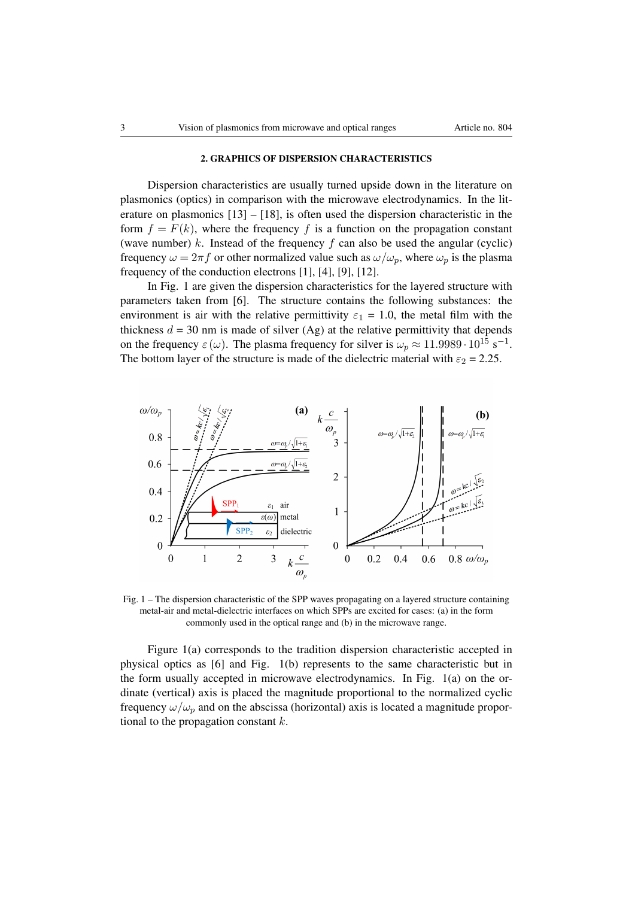## 2. GRAPHICS OF DISPERSION CHARACTERISTICS

Dispersion characteristics are usually turned upside down in the literature on plasmonics (optics) in comparison with the microwave electrodynamics. In the literature on plasmonics [13] – [18], is often used the dispersion characteristic in the form $f = F(k)$, where the frequency $f$ is a function on the propagation constant (wave number) $k$. Instead of the frequency $f$ can also be used the angular (cyclic) frequency $\omega = 2\pi f$ or other normalized value such as $\omega/\omega_p$, where $\omega_p$ is the plasma frequency of the conduction electrons [1], [4], [9], [12].

In Fig. 1 are given the dispersion characteristics for the layered structure with parameters taken from [6]. The structure contains the following substances: the environment is air with the relative permittivity $\varepsilon_1$ = 1.0, the metal film with the thickness $d$ = 30 nm is made of silver (Ag) at the relative permittivity that depends on the frequency $\varepsilon(\omega)$. The plasma frequency for silver is $\omega_p \approx 11.9989 \cdot 10^{15}$ s$^{-1}$. The bottom layer of the structure is made of the dielectric material with $\varepsilon_2$ = 2.25.

Fig. 1 – The dispersion characteristic of the SPP waves propagating on a layered structure containing metal-air and metal-dielectric interfaces on which SPPs are excited for cases: (a) in the form commonly used in the optical range and (b) in the microwave range.

Figure 1(a) corresponds to the tradition dispersion characteristic accepted in physical optics as [6] and Fig. 1(b) represents to the same characteristic but in the form usually accepted in microwave electrodynamics. In Fig. 1(a) on the ordinate (vertical) axis is placed the magnitude proportional to the normalized cyclic frequency $\omega/\omega_p$ and on the abscissa (horizontal) axis is located a magnitude proportional to the propagation constant $k$.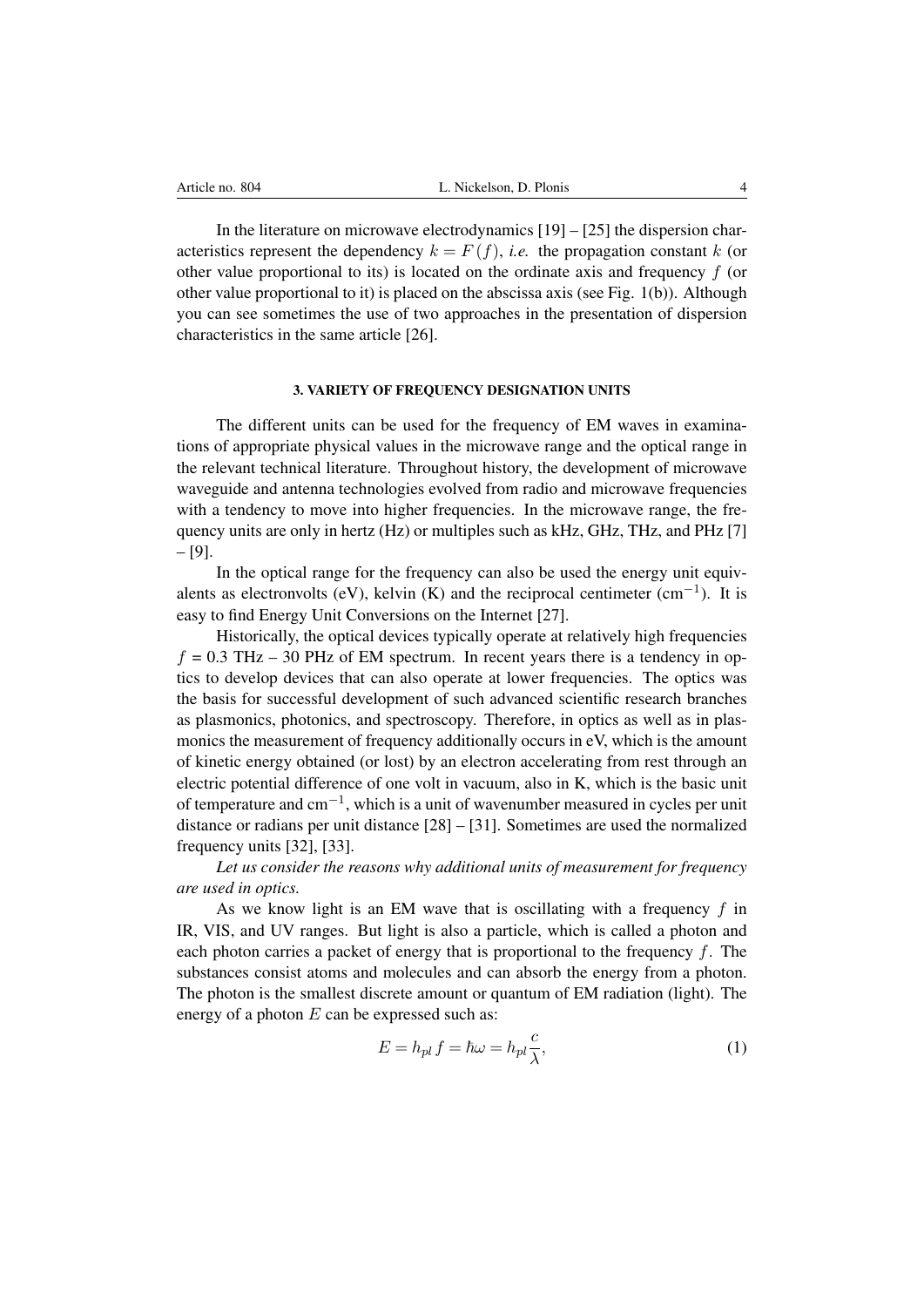In the literature on microwave electrodynamics [19] – [25] the dispersion characteristics represent the dependency $k = F(f)$, *i.e.* the propagation constant $k$ (or other value proportional to its) is located on the ordinate axis and frequency $f$ (or other value proportional to it) is placed on the abscissa axis (see Fig. 1(b)). Although you can see sometimes the use of two approaches in the presentation of dispersion characteristics in the same article [26].

## 3. VARIETY OF FREQUENCY DESIGNATION UNITS

The different units can be used for the frequency of EM waves in examinations of appropriate physical values in the microwave range and the optical range in the relevant technical literature. Throughout history, the development of microwave waveguide and antenna technologies evolved from radio and microwave frequencies with a tendency to move into higher frequencies. In the microwave range, the frequency units are only in hertz (Hz) or multiples such as kHz, GHz, THz, and PHz [7] – [9].

In the optical range for the frequency can also be used the energy unit equivalents as electronvolts (eV), kelvin (K) and the reciprocal centimeter ($\text{cm}^{-1}$). It is easy to find Energy Unit Conversions on the Internet [27].

Historically, the optical devices typically operate at relatively high frequencies $f$ = 0.3 THz – 30 PHz of EM spectrum. In recent years there is a tendency in optics to develop devices that can also operate at lower frequencies. The optics was the basis for successful development of such advanced scientific research branches as plasmonics, photonics, and spectroscopy. Therefore, in optics as well as in plasmonics the measurement of frequency additionally occurs in eV, which is the amount of kinetic energy obtained (or lost) by an electron accelerating from rest through an electric potential difference of one volt in vacuum, also in K, which is the basic unit of temperature and $\text{cm}^{-1}$, which is a unit of wavenumber measured in cycles per unit distance or radians per unit distance [28] – [31]. Sometimes are used the normalized frequency units [32], [33].

*Let us consider the reasons why additional units of measurement for frequency are used in optics.*

As we know light is an EM wave that is oscillating with a frequency $f$ in IR, VIS, and UV ranges. But light is also a particle, which is called a photon and each photon carries a packet of energy that is proportional to the frequency $f$. The substances consist atoms and molecules and can absorb the energy from a photon. The photon is the smallest discrete amount or quantum of EM radiation (light). The energy of a photon $E$ can be expressed such as:

$$E = h_{pl} f = \hbar\omega = h_{pl}\frac{c}{\lambda}, \tag{1}$$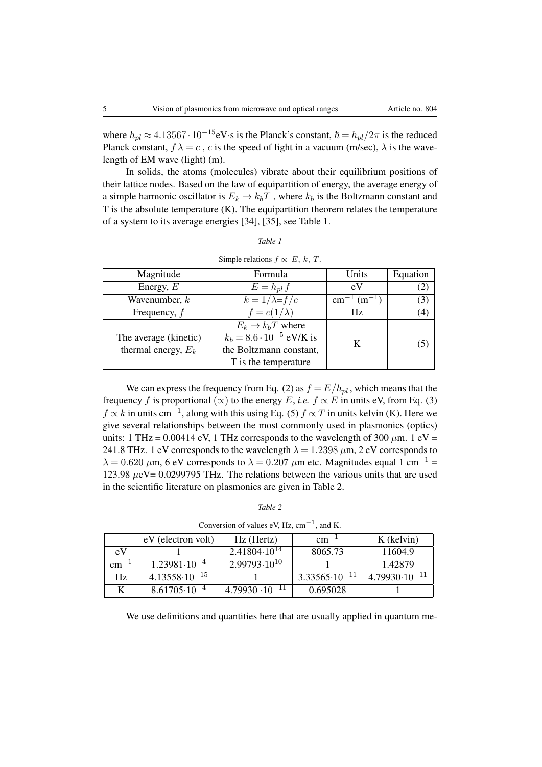where $h_{pl} \approx 4.13567 \cdot 10^{-15}$eV·s is the Planck's constant, $\hbar = h_{pl}/2\pi$ is the reduced Planck constant, $f\,\lambda = c$ , $c$ is the speed of light in a vacuum (m/sec), $\lambda$ is the wavelength of EM wave (light) (m).

In solids, the atoms (molecules) vibrate about their equilibrium positions of their lattice nodes. Based on the law of equipartition of energy, the average energy of a simple harmonic oscillator is $E_k \to k_b T$ , where $k_b$ is the Boltzmann constant and T is the absolute temperature (K). The equipartition theorem relates the temperature of a system to its average energies [34], [35], see Table 1.

*Table 1*

Simple relations $f \propto E,\ k,\ T$.

| Magnitude | Formula | Units | Equation |
|---|---|---|---|
| Energy, $E$ | $E = h_{pl}\, f$ | eV | (2) |
| Wavenumber, $k$ | $k = 1/\lambda = f/c$ | $\text{cm}^{-1}$ ($\text{m}^{-1}$) | (3) |
| Frequency, $f$ | $f = c(1/\lambda)$ | Hz | (4) |
| The average (kinetic) thermal energy, $E_k$ | $E_k \to k_b T$ where $k_b = 8.6 \cdot 10^{-5}$ eV/K is the Boltzmann constant, T is the temperature | K | (5) |

We can express the frequency from Eq. (2) as $f = E/h_{pl}$ , which means that the frequency $f$ is proportional ($\propto$) to the energy $E$, *i.e.* $f \propto E$ in units eV, from Eq. (3) $f \propto k$ in units $\text{cm}^{-1}$, along with this using Eq. (5) $f \propto T$ in units kelvin (K). Here we give several relationships between the most commonly used in plasmonics (optics) units: 1 THz = 0.00414 eV, 1 THz corresponds to the wavelength of 300 $\mu$m. 1 eV = 241.8 THz. 1 eV corresponds to the wavelength $\lambda = 1.2398$ $\mu$m, 2 eV corresponds to $\lambda = 0.620$ $\mu$m, 6 eV corresponds to $\lambda = 0.207$ $\mu$m etc. Magnitudes equal 1 $\text{cm}^{-1}$ = 123.98 $\mu$eV= 0.0299795 THz. The relations between the various units that are used in the scientific literature on plasmonics are given in Table 2.

*Table 2*

Conversion of values eV, Hz, $\text{cm}^{-1}$, and K.

| | eV (electron volt) | Hz (Hertz) | $\text{cm}^{-1}$ | K (kelvin) |
|---|---|---|---|---|
| eV | 1 | $2.41804 \cdot 10^{14}$ | 8065.73 | 11604.9 |
| $\text{cm}^{-1}$ | $1.23981 \cdot 10^{-4}$ | $2.99793 \cdot 10^{10}$ | 1 | 1.42879 |
| Hz | $4.13558 \cdot 10^{-15}$ | 1 | $3.33565 \cdot 10^{-11}$ | $4.79930 \cdot 10^{-11}$ |
| K | $8.61705 \cdot 10^{-4}$ | $4.79930 \cdot 10^{-11}$ | 0.695028 | 1 |

We use definitions and quantities here that are usually applied in quantum me-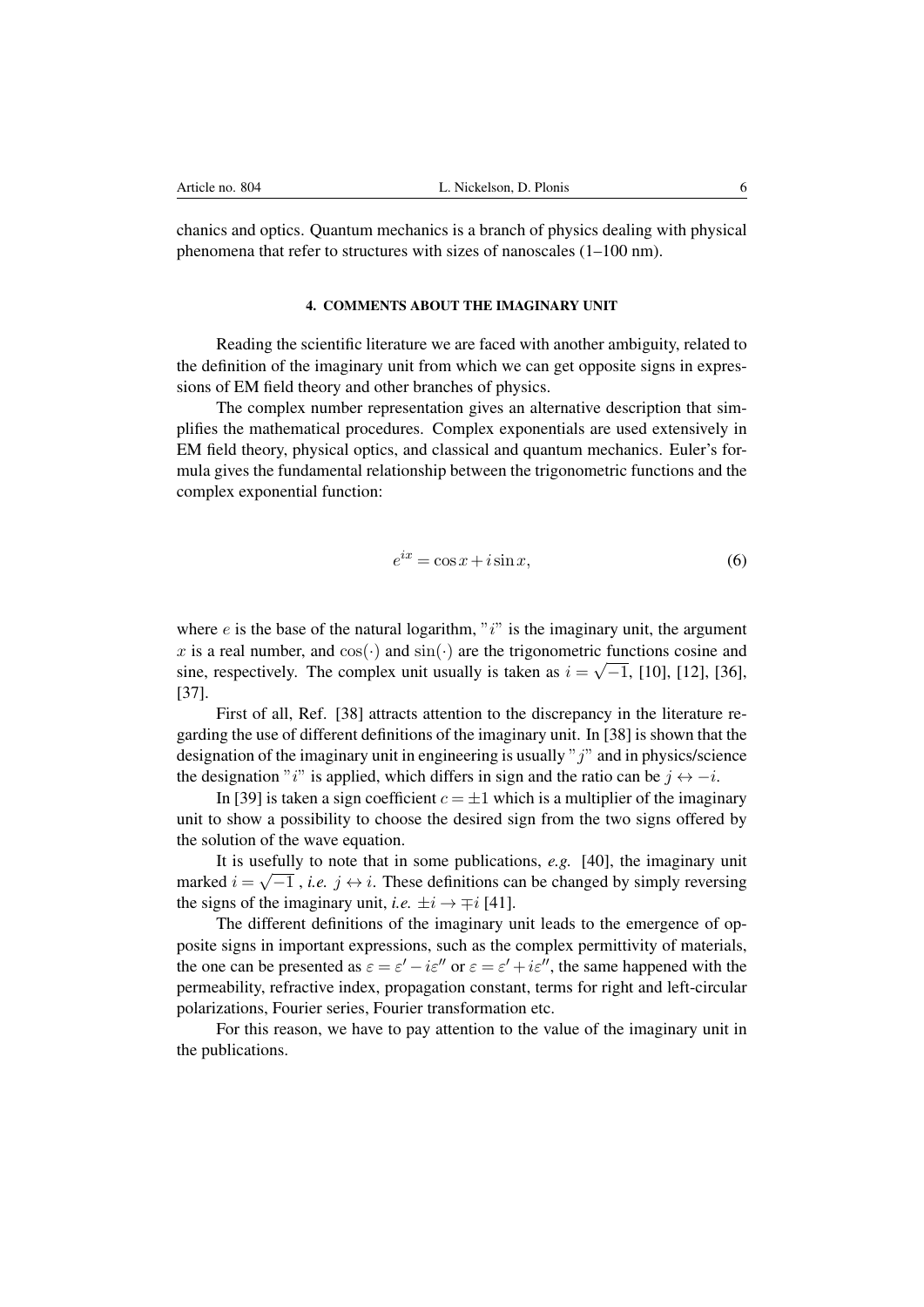chanics and optics. Quantum mechanics is a branch of physics dealing with physical phenomena that refer to structures with sizes of nanoscales (1–100 nm).

#### 4. COMMENTS ABOUT THE IMAGINARY UNIT

Reading the scientific literature we are faced with another ambiguity, related to the definition of the imaginary unit from which we can get opposite signs in expressions of EM field theory and other branches of physics.

The complex number representation gives an alternative description that simplifies the mathematical procedures. Complex exponentials are used extensively in EM field theory, physical optics, and classical and quantum mechanics. Euler's formula gives the fundamental relationship between the trigonometric functions and the complex exponential function:

$$e^{ix} = \cos x + i \sin x, \tag{6}$$

where $e$ is the base of the natural logarithm, "$i$" is the imaginary unit, the argument $x$ is a real number, and $\cos(\cdot)$ and $\sin(\cdot)$ are the trigonometric functions cosine and sine, respectively. The complex unit usually is taken as $i = \sqrt{-1}$, [10], [12], [36], [37].

First of all, Ref. [38] attracts attention to the discrepancy in the literature regarding the use of different definitions of the imaginary unit. In [38] is shown that the designation of the imaginary unit in engineering is usually "$j$" and in physics/science the designation "$i$" is applied, which differs in sign and the ratio can be $j \leftrightarrow -i$.

In [39] is taken a sign coefficient $c = \pm 1$ which is a multiplier of the imaginary unit to show a possibility to choose the desired sign from the two signs offered by the solution of the wave equation.

It is usefully to note that in some publications, *e.g.* [40], the imaginary unit marked $i = \sqrt{-1}$ , *i.e.* $j \leftrightarrow i$. These definitions can be changed by simply reversing the signs of the imaginary unit, *i.e.* $\pm i \rightarrow \mp i$ [41].

The different definitions of the imaginary unit leads to the emergence of opposite signs in important expressions, such as the complex permittivity of materials, the one can be presented as $\varepsilon = \varepsilon' - i\varepsilon''$ or $\varepsilon = \varepsilon' + i\varepsilon''$, the same happened with the permeability, refractive index, propagation constant, terms for right and left-circular polarizations, Fourier series, Fourier transformation etc.

For this reason, we have to pay attention to the value of the imaginary unit in the publications.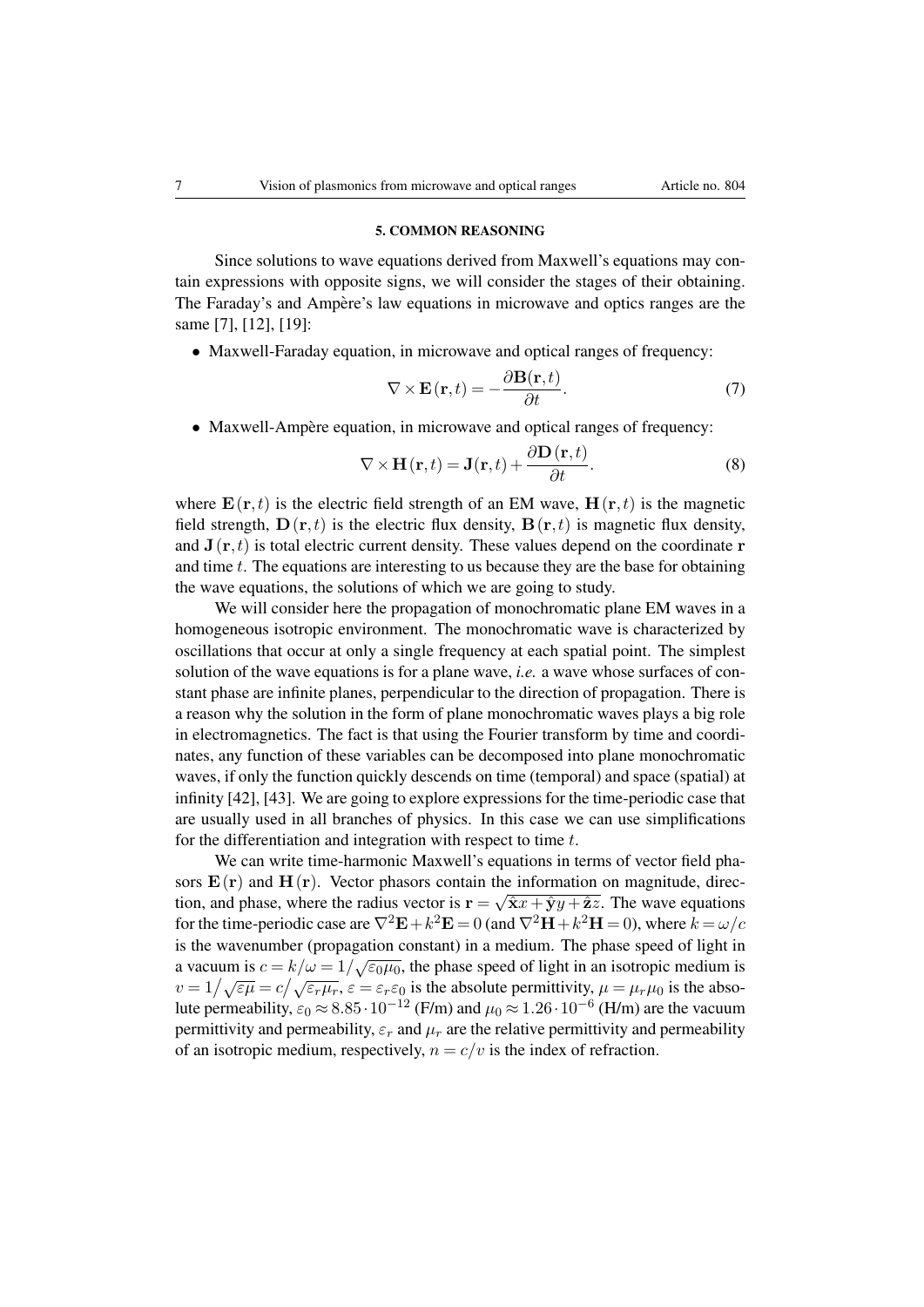## 5. COMMON REASONING

Since solutions to wave equations derived from Maxwell's equations may contain expressions with opposite signs, we will consider the stages of their obtaining. The Faraday's and Ampère's law equations in microwave and optics ranges are the same [7], [12], [19]:

- Maxwell-Faraday equation, in microwave and optical ranges of frequency:

$$\nabla \times \mathbf{E}(\mathbf{r},t) = -\frac{\partial \mathbf{B}(\mathbf{r},t)}{\partial t}. \tag{7}$$

- Maxwell-Ampère equation, in microwave and optical ranges of frequency:

$$\nabla \times \mathbf{H}(\mathbf{r},t) = \mathbf{J}(\mathbf{r},t) + \frac{\partial \mathbf{D}(\mathbf{r},t)}{\partial t}. \tag{8}$$

where $\mathbf{E}(\mathbf{r},t)$ is the electric field strength of an EM wave, $\mathbf{H}(\mathbf{r},t)$ is the magnetic field strength, $\mathbf{D}(\mathbf{r},t)$ is the electric flux density, $\mathbf{B}(\mathbf{r},t)$ is magnetic flux density, and $\mathbf{J}(\mathbf{r},t)$ is total electric current density. These values depend on the coordinate $\mathbf{r}$ and time $t$. The equations are interesting to us because they are the base for obtaining the wave equations, the solutions of which we are going to study.

We will consider here the propagation of monochromatic plane EM waves in a homogeneous isotropic environment. The monochromatic wave is characterized by oscillations that occur at only a single frequency at each spatial point. The simplest solution of the wave equations is for a plane wave, *i.e.* a wave whose surfaces of constant phase are infinite planes, perpendicular to the direction of propagation. There is a reason why the solution in the form of plane monochromatic waves plays a big role in electromagnetics. The fact is that using the Fourier transform by time and coordinates, any function of these variables can be decomposed into plane monochromatic waves, if only the function quickly descends on time (temporal) and space (spatial) at infinity [42], [43]. We are going to explore expressions for the time-periodic case that are usually used in all branches of physics. In this case we can use simplifications for the differentiation and integration with respect to time $t$.

We can write time-harmonic Maxwell's equations in terms of vector field phasors $\mathbf{E}(\mathbf{r})$ and $\mathbf{H}(\mathbf{r})$. Vector phasors contain the information on magnitude, direction, and phase, where the radius vector is $\mathbf{r} = \sqrt{\hat{\mathbf{x}}x + \hat{\mathbf{y}}y + \hat{\mathbf{z}}z}$. The wave equations for the time-periodic case are $\nabla^2\mathbf{E} + k^2\mathbf{E} = 0$ (and $\nabla^2\mathbf{H} + k^2\mathbf{H} = 0$), where $k = \omega/c$ is the wavenumber (propagation constant) in a medium. The phase speed of light in a vacuum is $c = k/\omega = 1/\sqrt{\varepsilon_0\mu_0}$, the phase speed of light in an isotropic medium is $v = 1/\sqrt{\varepsilon\mu} = c/\sqrt{\varepsilon_r\mu_r}$, $\varepsilon = \varepsilon_r\varepsilon_0$ is the absolute permittivity, $\mu = \mu_r\mu_0$ is the absolute permeability, $\varepsilon_0 \approx 8.85 \cdot 10^{-12}$ (F/m) and $\mu_0 \approx 1.26 \cdot 10^{-6}$ (H/m) are the vacuum permittivity and permeability, $\varepsilon_r$ and $\mu_r$ are the relative permittivity and permeability of an isotropic medium, respectively, $n = c/v$ is the index of refraction.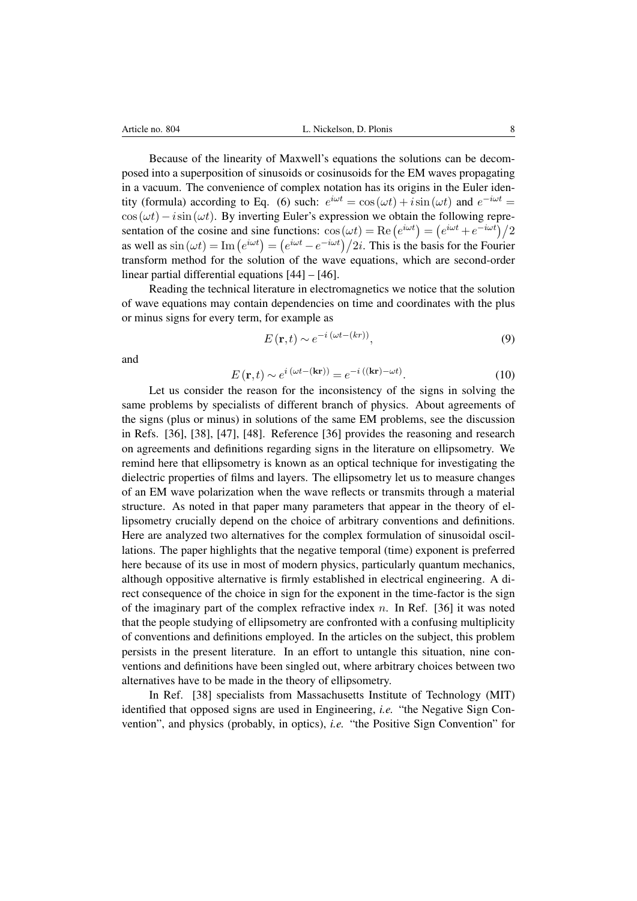Because of the linearity of Maxwell's equations the solutions can be decomposed into a superposition of sinusoids or cosinusoids for the EM waves propagating in a vacuum. The convenience of complex notation has its origins in the Euler identity (formula) according to Eq. (6) such: $e^{i\omega t} = \cos(\omega t) + i\sin(\omega t)$ and $e^{-i\omega t} = \cos(\omega t) - i\sin(\omega t)$. By inverting Euler's expression we obtain the following representation of the cosine and sine functions: $\cos(\omega t) = \mathrm{Re}\left(e^{i\omega t}\right) = \left(e^{i\omega t} + e^{-i\omega t}\right)/2$ as well as $\sin(\omega t) = \mathrm{Im}\left(e^{i\omega t}\right) = \left(e^{i\omega t} - e^{-i\omega t}\right)/2i$. This is the basis for the Fourier transform method for the solution of the wave equations, which are second-order linear partial differential equations [44] – [46].

Reading the technical literature in electromagnetics we notice that the solution of wave equations may contain dependencies on time and coordinates with the plus or minus signs for every term, for example as

$$E(\mathbf{r},t) \sim e^{-i\,(\omega t-(kr))}, \tag{9}$$

and

$$E(\mathbf{r},t) \sim e^{i\,(\omega t-(\mathbf{kr}))} = e^{-i\,((\mathbf{kr})-\omega t)}. \tag{10}$$

Let us consider the reason for the inconsistency of the signs in solving the same problems by specialists of different branch of physics. About agreements of the signs (plus or minus) in solutions of the same EM problems, see the discussion in Refs. [36], [38], [47], [48]. Reference [36] provides the reasoning and research on agreements and definitions regarding signs in the literature on ellipsometry. We remind here that ellipsometry is known as an optical technique for investigating the dielectric properties of films and layers. The ellipsometry let us to measure changes of an EM wave polarization when the wave reflects or transmits through a material structure. As noted in that paper many parameters that appear in the theory of ellipsometry crucially depend on the choice of arbitrary conventions and definitions. Here are analyzed two alternatives for the complex formulation of sinusoidal oscillations. The paper highlights that the negative temporal (time) exponent is preferred here because of its use in most of modern physics, particularly quantum mechanics, although oppositive alternative is firmly established in electrical engineering. A direct consequence of the choice in sign for the exponent in the time-factor is the sign of the imaginary part of the complex refractive index $n$. In Ref. [36] it was noted that the people studying of ellipsometry are confronted with a confusing multiplicity of conventions and definitions employed. In the articles on the subject, this problem persists in the present literature. In an effort to untangle this situation, nine conventions and definitions have been singled out, where arbitrary choices between two alternatives have to be made in the theory of ellipsometry.

In Ref. [38] specialists from Massachusetts Institute of Technology (MIT) identified that opposed signs are used in Engineering, *i.e.* "the Negative Sign Convention", and physics (probably, in optics), *i.e.* "the Positive Sign Convention" for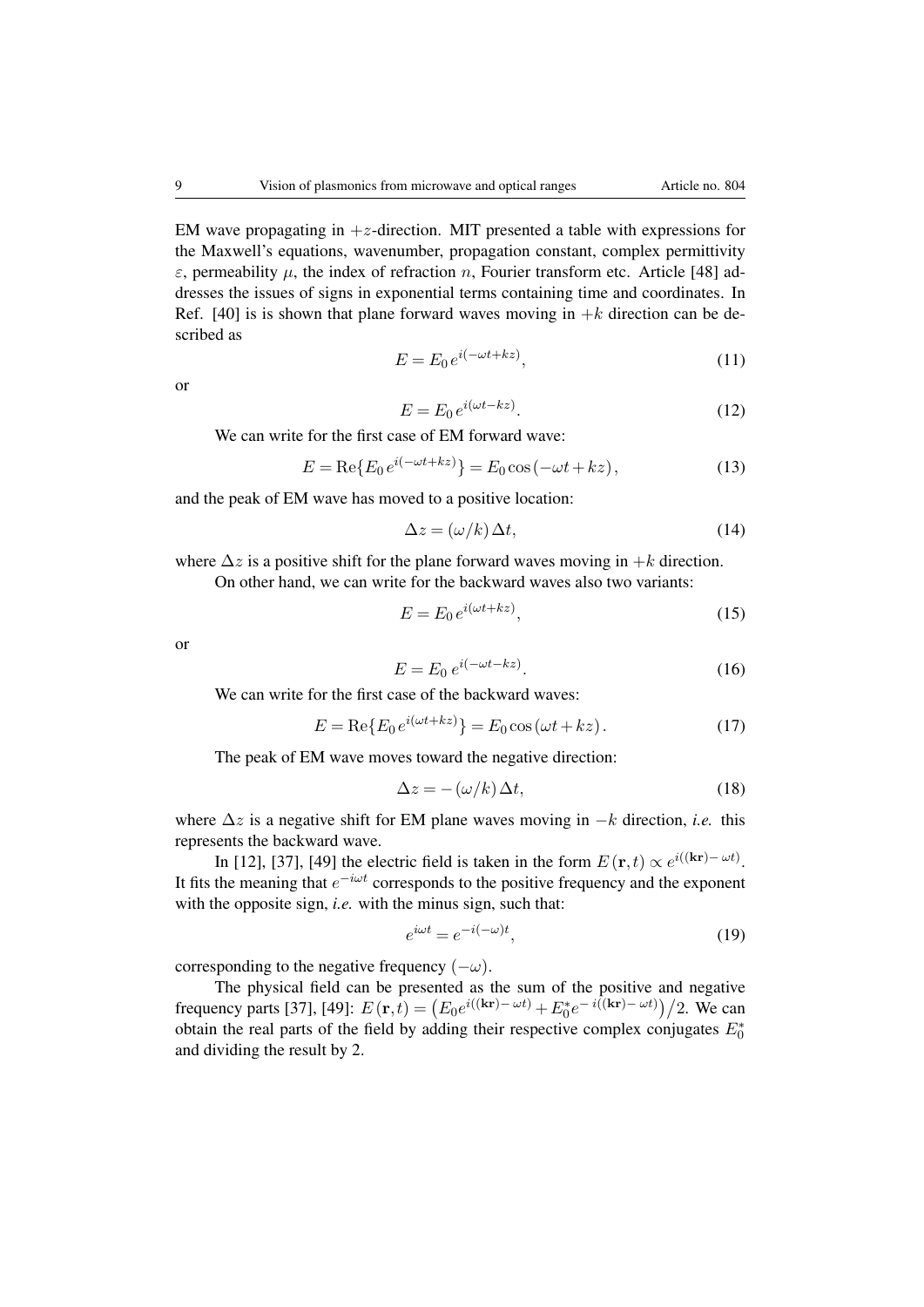EM wave propagating in $+z$-direction. MIT presented a table with expressions for the Maxwell's equations, wavenumber, propagation constant, complex permittivity $\varepsilon$, permeability $\mu$, the index of refraction $n$, Fourier transform etc. Article [48] addresses the issues of signs in exponential terms containing time and coordinates. In Ref. [40] is is shown that plane forward waves moving in $+k$ direction can be described as

$$E = E_0 \, e^{i(-\omega t + kz)}, \tag{11}$$

or

$$E = E_0 \, e^{i(\omega t - kz)}. \tag{12}$$

We can write for the first case of EM forward wave:

$$E = \mathrm{Re}\{E_0 \, e^{i(-\omega t + kz)}\} = E_0 \cos(-\omega t + kz), \tag{13}$$

and the peak of EM wave has moved to a positive location:

$$\Delta z = (\omega / k) \, \Delta t, \tag{14}$$

where $\Delta z$ is a positive shift for the plane forward waves moving in $+k$ direction.

On other hand, we can write for the backward waves also two variants:

$$E = E_0 \, e^{i(\omega t + kz)}, \tag{15}$$

or

$$E = E_0 \; e^{i(-\omega t - kz)}. \tag{16}$$

We can write for the first case of the backward waves:

$$E = \mathrm{Re}\{E_0 \, e^{i(\omega t + kz)}\} = E_0 \cos(\omega t + kz). \tag{17}$$

The peak of EM wave moves toward the negative direction:

$$\Delta z = -(\omega / k) \, \Delta t, \tag{18}$$

where $\Delta z$ is a negative shift for EM plane waves moving in $-k$ direction, *i.e.* this represents the backward wave.

In [12], [37], [49] the electric field is taken in the form $E(\mathbf{r}, t) \propto e^{i((\mathbf{kr}) - \omega t)}$. It fits the meaning that $e^{-i\omega t}$ corresponds to the positive frequency and the exponent with the opposite sign, *i.e.* with the minus sign, such that:

$$e^{i\omega t} = e^{-i(-\omega)t}, \tag{19}$$

corresponding to the negative frequency $(-\omega)$.

The physical field can be presented as the sum of the positive and negative frequency parts [37], [49]: $E(\mathbf{r}, t) = \left(E_0 e^{i((\mathbf{kr}) - \omega t)} + E_0^* e^{-i((\mathbf{kr}) - \omega t)}\right) / 2$. We can obtain the real parts of the field by adding their respective complex conjugates $E_0^*$ and dividing the result by 2.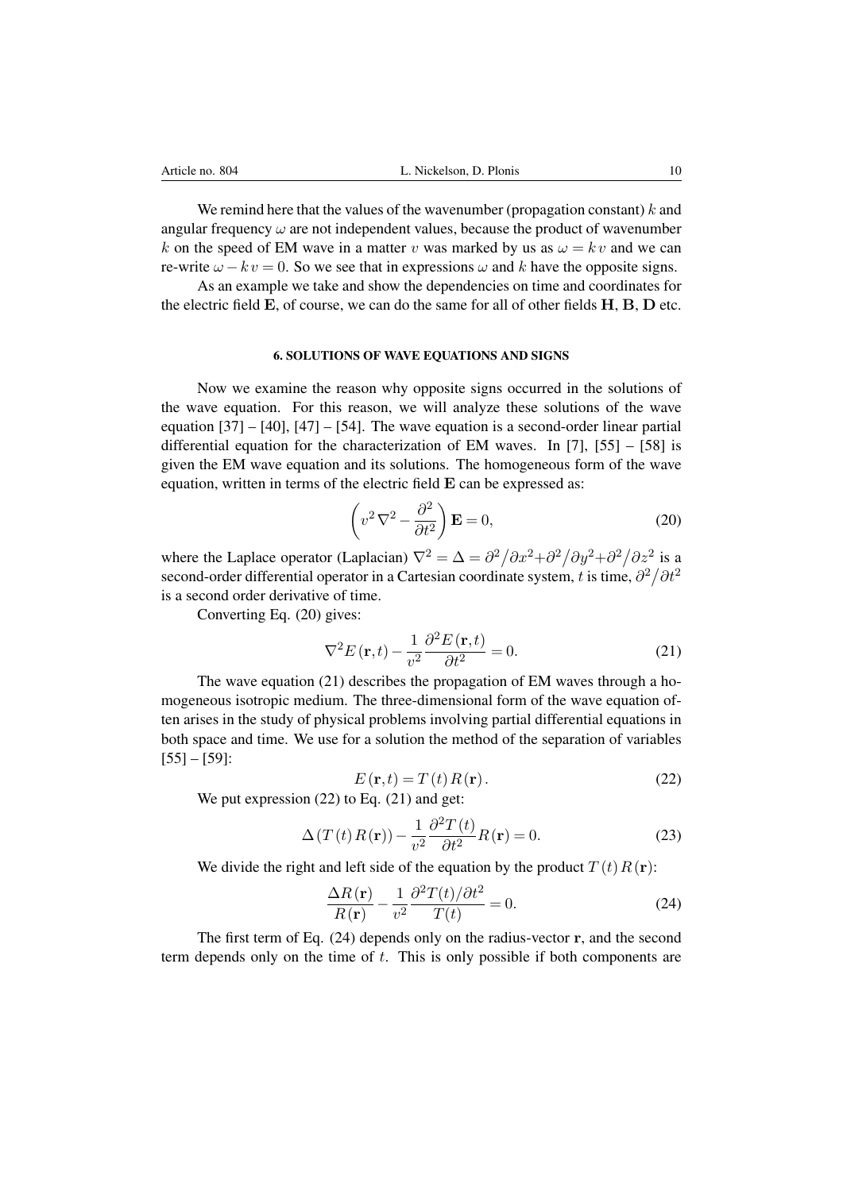We remind here that the values of the wavenumber (propagation constant) $k$ and angular frequency $\omega$ are not independent values, because the product of wavenumber $k$ on the speed of EM wave in a matter $v$ was marked by us as $\omega = k\,v$ and we can re-write $\omega - k\,v = 0$. So we see that in expressions $\omega$ and $k$ have the opposite signs.

As an example we take and show the dependencies on time and coordinates for the electric field $\mathbf{E}$, of course, we can do the same for all of other fields $\mathbf{H}$, $\mathbf{B}$, $\mathbf{D}$ etc.

## 6. SOLUTIONS OF WAVE EQUATIONS AND SIGNS

Now we examine the reason why opposite signs occurred in the solutions of the wave equation. For this reason, we will analyze these solutions of the wave equation [37] – [40], [47] – [54]. The wave equation is a second-order linear partial differential equation for the characterization of EM waves. In [7], [55] – [58] is given the EM wave equation and its solutions. The homogeneous form of the wave equation, written in terms of the electric field $\mathbf{E}$ can be expressed as:

$$\left(v^2\,\nabla^2 - \frac{\partial^2}{\partial t^2}\right)\mathbf{E} = 0, \tag{20}$$

where the Laplace operator (Laplacian) $\nabla^2 = \Delta = \partial^2/\partial x^2 + \partial^2/\partial y^2 + \partial^2/\partial z^2$ is a second-order differential operator in a Cartesian coordinate system, $t$ is time, $\partial^2/\partial t^2$ is a second order derivative of time.

Converting Eq. (20) gives:

$$\nabla^2 E(\mathbf{r},t) - \frac{1}{v^2}\frac{\partial^2 E(\mathbf{r},t)}{\partial t^2} = 0. \tag{21}$$

The wave equation (21) describes the propagation of EM waves through a homogeneous isotropic medium. The three-dimensional form of the wave equation often arises in the study of physical problems involving partial differential equations in both space and time. We use for a solution the method of the separation of variables [55] – [59]:

$$E(\mathbf{r},t) = T(t)\,R(\mathbf{r}). \tag{22}$$

We put expression (22) to Eq. (21) and get:

$$\Delta\left(T(t)\,R(\mathbf{r})\right) - \frac{1}{v^2}\frac{\partial^2 T(t)}{\partial t^2}R(\mathbf{r}) = 0. \tag{23}$$

We divide the right and left side of the equation by the product $T(t)\,R(\mathbf{r})$:

$$\frac{\Delta R(\mathbf{r})}{R(\mathbf{r})} - \frac{1}{v^2}\frac{\partial^2 T(t)/\partial t^2}{T(t)} = 0. \tag{24}$$

The first term of Eq. (24) depends only on the radius-vector $\mathbf{r}$, and the second term depends only on the time of $t$. This is only possible if both components are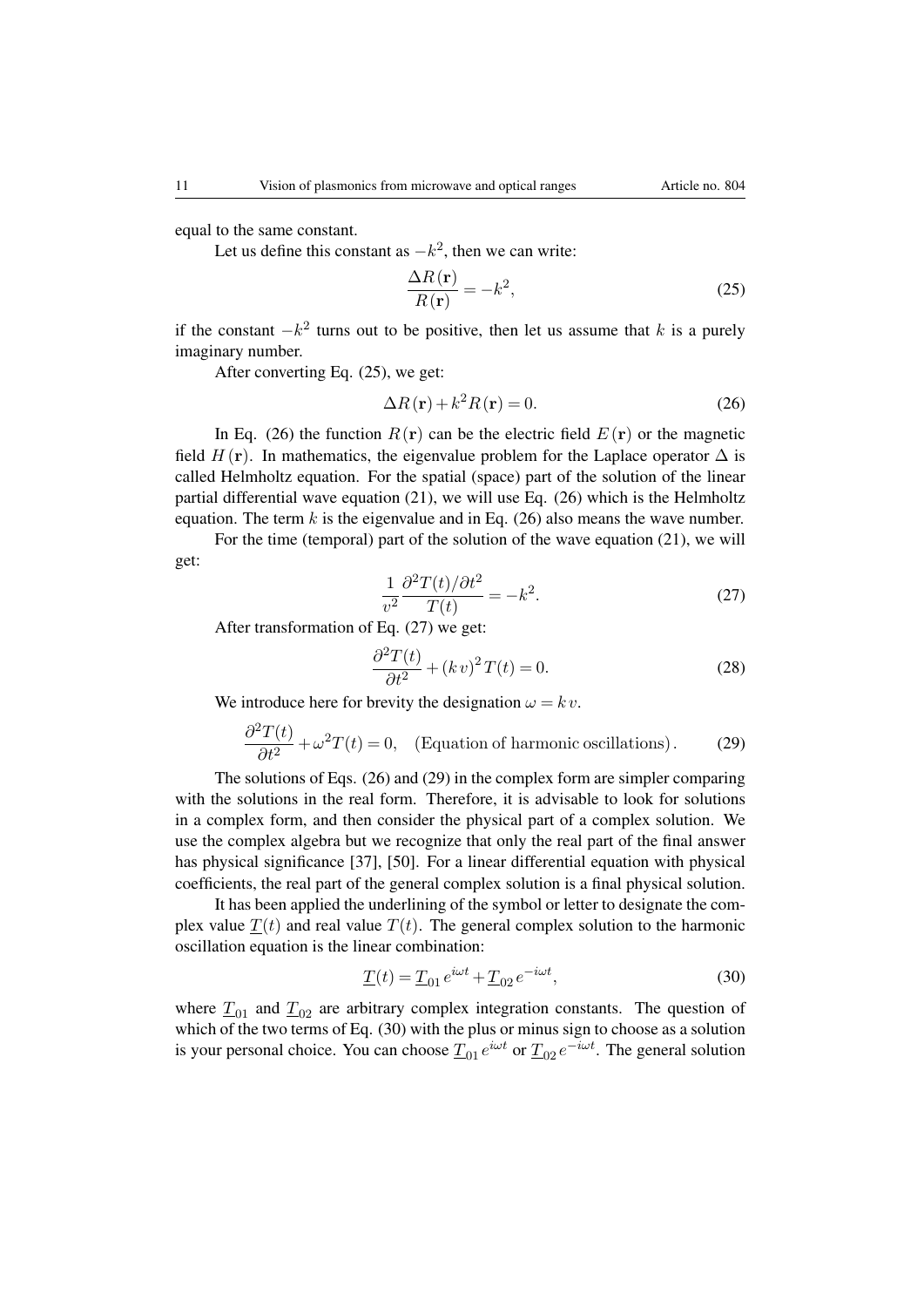equal to the same constant.

Let us define this constant as $-k^2$, then we can write:

$$\frac{\Delta R(\mathbf{r})}{R(\mathbf{r})} = -k^2, \tag{25}$$

if the constant $-k^2$ turns out to be positive, then let us assume that $k$ is a purely imaginary number.

After converting Eq. (25), we get:

$$\Delta R(\mathbf{r}) + k^2 R(\mathbf{r}) = 0. \tag{26}$$

In Eq. (26) the function $R(\mathbf{r})$ can be the electric field $E(\mathbf{r})$ or the magnetic field $H(\mathbf{r})$. In mathematics, the eigenvalue problem for the Laplace operator $\Delta$ is called Helmholtz equation. For the spatial (space) part of the solution of the linear partial differential wave equation (21), we will use Eq. (26) which is the Helmholtz equation. The term $k$ is the eigenvalue and in Eq. (26) also means the wave number.

For the time (temporal) part of the solution of the wave equation (21), we will get:

$$\frac{1}{v^2}\frac{\partial^2 T(t)/\partial t^2}{T(t)} = -k^2. \tag{27}$$

After transformation of Eq. (27) we get:

$$\frac{\partial^2 T(t)}{\partial t^2} + (k\,v)^2\, T(t) = 0. \tag{28}$$

We introduce here for brevity the designation $\omega = k\,v$.

$$\frac{\partial^2 T(t)}{\partial t^2} + \omega^2 T(t) = 0, \quad (\text{Equation of harmonic oscillations})\,. \tag{29}$$

The solutions of Eqs. (26) and (29) in the complex form are simpler comparing with the solutions in the real form. Therefore, it is advisable to look for solutions in a complex form, and then consider the physical part of a complex solution. We use the complex algebra but we recognize that only the real part of the final answer has physical significance [37], [50]. For a linear differential equation with physical coefficients, the real part of the general complex solution is a final physical solution.

It has been applied the underlining of the symbol or letter to designate the complex value $\underline{T}(t)$ and real value $T(t)$. The general complex solution to the harmonic oscillation equation is the linear combination:

$$\underline{T}(t) = \underline{T}_{01}\, e^{i\omega t} + \underline{T}_{02}\, e^{-i\omega t}, \tag{30}$$

where $\underline{T}_{01}$ and $\underline{T}_{02}$ are arbitrary complex integration constants. The question of which of the two terms of Eq. (30) with the plus or minus sign to choose as a solution is your personal choice. You can choose $\underline{T}_{01}\, e^{i\omega t}$ or $\underline{T}_{02}\, e^{-i\omega t}$. The general solution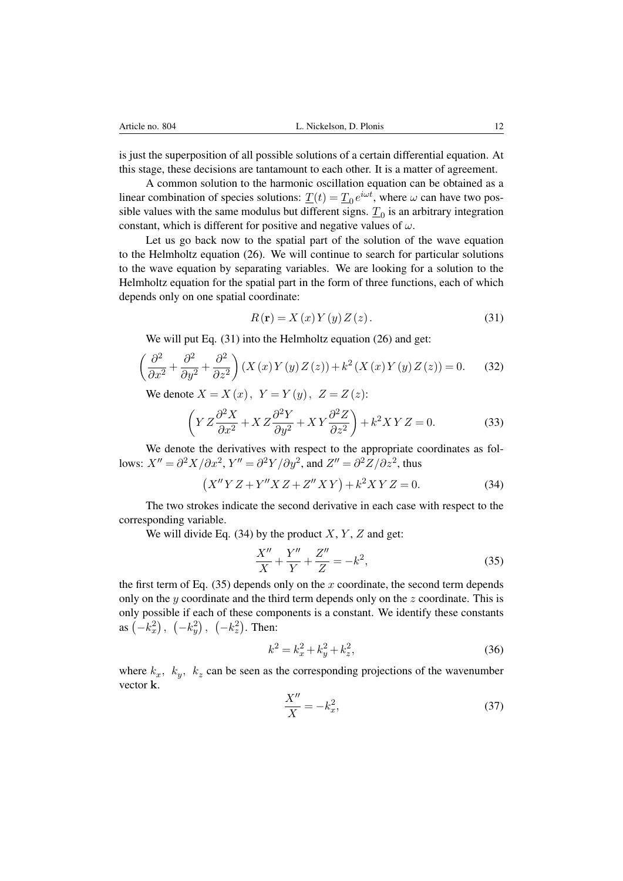is just the superposition of all possible solutions of a certain differential equation. At this stage, these decisions are tantamount to each other. It is a matter of agreement.

A common solution to the harmonic oscillation equation can be obtained as a linear combination of species solutions: $\underline{T}(t) = \underline{T}_0 \, e^{i\omega t}$, where $\omega$ can have two possible values with the same modulus but different signs. $\underline{T}_0$ is an arbitrary integration constant, which is different for positive and negative values of $\omega$.

Let us go back now to the spatial part of the solution of the wave equation to the Helmholtz equation (26). We will continue to search for particular solutions to the wave equation by separating variables. We are looking for a solution to the Helmholtz equation for the spatial part in the form of three functions, each of which depends only on one spatial coordinate:

$$R(\mathbf{r}) = X(x)\, Y(y)\, Z(z). \tag{31}$$

We will put Eq. (31) into the Helmholtz equation (26) and get:

$$\left(\frac{\partial^2}{\partial x^2} + \frac{\partial^2}{\partial y^2} + \frac{\partial^2}{\partial z^2}\right)(X(x)\, Y(y)\, Z(z)) + k^2 (X(x)\, Y(y)\, Z(z)) = 0. \tag{32}$$

We denote $X = X(x), \;\; Y = Y(y), \;\; Z = Z(z)$:

$$\left(Y\, Z \frac{\partial^2 X}{\partial x^2} + X\, Z \frac{\partial^2 Y}{\partial y^2} + X\, Y \frac{\partial^2 Z}{\partial z^2}\right) + k^2 X\, Y\, Z = 0. \tag{33}$$

We denote the derivatives with respect to the appropriate coordinates as follows: $X'' = \partial^2 X / \partial x^2$, $Y'' = \partial^2 Y / \partial y^2$, and $Z'' = \partial^2 Z / \partial z^2$, thus

$$\left(X''\, Y\, Z + Y''\, X\, Z + Z''\, X\, Y\right) + k^2 X\, Y\, Z = 0. \tag{34}$$

The two strokes indicate the second derivative in each case with respect to the corresponding variable.

We will divide Eq. (34) by the product $X, Y, Z$ and get:

$$\frac{X''}{X} + \frac{Y''}{Y} + \frac{Z''}{Z} = -k^2, \tag{35}$$

the first term of Eq. (35) depends only on the $x$ coordinate, the second term depends only on the $y$ coordinate and the third term depends only on the $z$ coordinate. This is only possible if each of these components is a constant. We identify these constants as $\left(-k_x^2\right), \; \left(-k_y^2\right), \; \left(-k_z^2\right)$. Then:

$$k^2 = k_x^2 + k_y^2 + k_z^2, \tag{36}$$

where $k_x, \; k_y, \; k_z$ can be seen as the corresponding projections of the wavenumber vector $\mathbf{k}$.

$$\frac{X''}{X} = -k_x^2, \tag{37}$$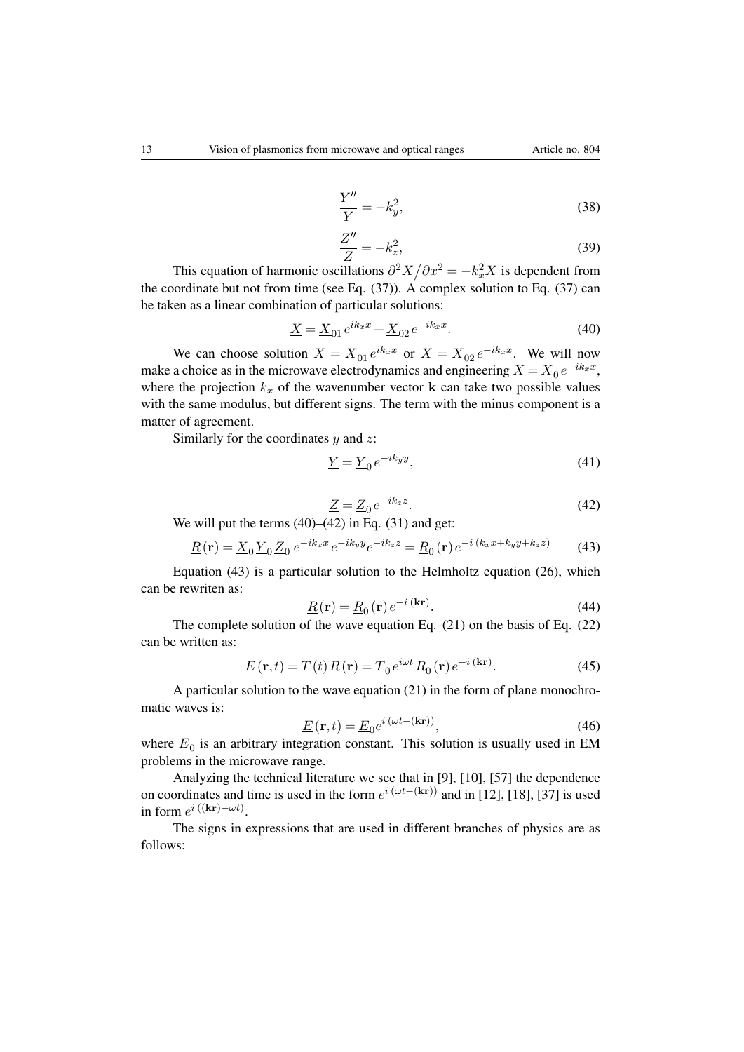$$\frac{Y''}{Y} = -k_y^2, \tag{38}$$

$$\frac{Z''}{Z} = -k_z^2, \tag{39}$$

This equation of harmonic oscillations $\partial^2 X / \partial x^2 = -k_x^2 X$ is dependent from the coordinate but not from time (see Eq. (37)). A complex solution to Eq. (37) can be taken as a linear combination of particular solutions:

$$\underline{X} = \underline{X}_{01}\, e^{ik_x x} + \underline{X}_{02}\, e^{-ik_x x}. \tag{40}$$

We can choose solution $\underline{X} = \underline{X}_{01}\, e^{ik_x x}$ or $\underline{X} = \underline{X}_{02}\, e^{-ik_x x}$. We will now make a choice as in the microwave electrodynamics and engineering $\underline{X} = \underline{X}_0\, e^{-ik_x x}$, where the projection $k_x$ of the wavenumber vector $\mathbf{k}$ can take two possible values with the same modulus, but different signs. The term with the minus component is a matter of agreement.

Similarly for the coordinates $y$ and $z$:

$$\underline{Y} = \underline{Y}_0\, e^{-ik_y y}, \tag{41}$$

$$\underline{Z} = \underline{Z}_0\, e^{-ik_z z}. \tag{42}$$

We will put the terms (40)–(42) in Eq. (31) and get:

$$\underline{R}(\mathbf{r}) = \underline{X}_0\, \underline{Y}_0\, \underline{Z}_0\, e^{-ik_x x}\, e^{-ik_y y} e^{-ik_z z} = \underline{R}_0(\mathbf{r})\, e^{-i\,(k_x x + k_y y + k_z z)} \tag{43}$$

Equation (43) is a particular solution to the Helmholtz equation (26), which can be rewriten as:

$$\underline{R}(\mathbf{r}) = \underline{R}_0(\mathbf{r})\, e^{-i\,(\mathbf{kr})}. \tag{44}$$

The complete solution of the wave equation Eq. (21) on the basis of Eq. (22) can be written as:

$$\underline{E}(\mathbf{r},t) = \underline{T}(t)\, \underline{R}(\mathbf{r}) = \underline{T}_0\, e^{i\omega t}\, \underline{R}_0(\mathbf{r})\, e^{-i\,(\mathbf{kr})}. \tag{45}$$

A particular solution to the wave equation (21) in the form of plane monochromatic waves is:

$$\underline{E}(\mathbf{r},t) = \underline{E}_0 e^{i\,(\omega t - (\mathbf{kr}))}, \tag{46}$$

where $\underline{E}_0$ is an arbitrary integration constant. This solution is usually used in EM problems in the microwave range.

Analyzing the technical literature we see that in [9], [10], [57] the dependence on coordinates and time is used in the form $e^{i\,(\omega t - (\mathbf{kr}))}$ and in [12], [18], [37] is used in form $e^{i\,((\mathbf{kr}) - \omega t)}$.

The signs in expressions that are used in different branches of physics are as follows: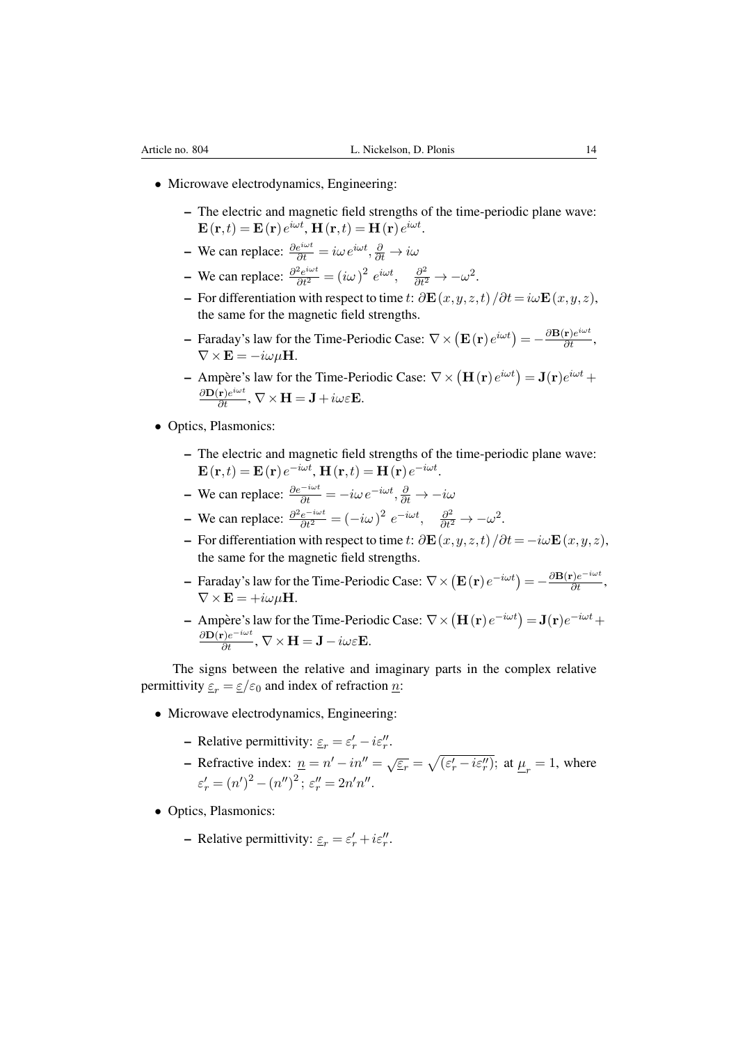- Microwave electrodynamics, Engineering:
  - The electric and magnetic field strengths of the time-periodic plane wave: $\mathbf{E}(\mathbf{r},t) = \mathbf{E}(\mathbf{r})\, e^{i\omega t}$, $\mathbf{H}(\mathbf{r},t) = \mathbf{H}(\mathbf{r})\, e^{i\omega t}$.
  - We can replace: $\frac{\partial e^{i\omega t}}{\partial t} = i\omega\, e^{i\omega t}, \frac{\partial}{\partial t} \to i\omega$
  - We can replace: $\frac{\partial^2 e^{i\omega t}}{\partial t^2} = (i\omega)^2\, e^{i\omega t}, \quad \frac{\partial^2}{\partial t^2} \to -\omega^2$.
  - For differentiation with respect to time $t$: $\partial \mathbf{E}(x,y,z,t)/\partial t = i\omega \mathbf{E}(x,y,z)$, the same for the magnetic field strengths.
  - Faraday's law for the Time-Periodic Case: $\nabla \times \left(\mathbf{E}(\mathbf{r})\, e^{i\omega t}\right) = -\frac{\partial \mathbf{B}(\mathbf{r}) e^{i\omega t}}{\partial t}$, $\nabla \times \mathbf{E} = -i\omega\mu \mathbf{H}$.
  - Ampère's law for the Time-Periodic Case: $\nabla \times \left(\mathbf{H}(\mathbf{r})\, e^{i\omega t}\right) = \mathbf{J}(\mathbf{r}) e^{i\omega t} + \frac{\partial \mathbf{D}(\mathbf{r}) e^{i\omega t}}{\partial t}$, $\nabla \times \mathbf{H} = \mathbf{J} + i\omega\varepsilon \mathbf{E}$.
- Optics, Plasmonics:
  - The electric and magnetic field strengths of the time-periodic plane wave: $\mathbf{E}(\mathbf{r},t) = \mathbf{E}(\mathbf{r})\, e^{-i\omega t}$, $\mathbf{H}(\mathbf{r},t) = \mathbf{H}(\mathbf{r})\, e^{-i\omega t}$.
  - We can replace: $\frac{\partial e^{-i\omega t}}{\partial t} = -i\omega\, e^{-i\omega t}, \frac{\partial}{\partial t} \to -i\omega$
  - We can replace: $\frac{\partial^2 e^{-i\omega t}}{\partial t^2} = (-i\omega)^2\, e^{-i\omega t}, \quad \frac{\partial^2}{\partial t^2} \to -\omega^2$.
  - For differentiation with respect to time $t$: $\partial \mathbf{E}(x,y,z,t)/\partial t = -i\omega \mathbf{E}(x,y,z)$, the same for the magnetic field strengths.
  - Faraday's law for the Time-Periodic Case: $\nabla \times \left(\mathbf{E}(\mathbf{r})\, e^{-i\omega t}\right) = -\frac{\partial \mathbf{B}(\mathbf{r}) e^{-i\omega t}}{\partial t}$, $\nabla \times \mathbf{E} = +i\omega\mu \mathbf{H}$.
  - Ampère's law for the Time-Periodic Case: $\nabla \times \left(\mathbf{H}(\mathbf{r})\, e^{-i\omega t}\right) = \mathbf{J}(\mathbf{r}) e^{-i\omega t} + \frac{\partial \mathbf{D}(\mathbf{r}) e^{-i\omega t}}{\partial t}$, $\nabla \times \mathbf{H} = \mathbf{J} - i\omega\varepsilon \mathbf{E}$.

The signs between the relative and imaginary parts in the complex relative permittivity $\underline{\varepsilon}_r = \underline{\varepsilon}/\varepsilon_0$ and index of refraction $\underline{n}$:

- Microwave electrodynamics, Engineering:
  - Relative permittivity: $\underline{\varepsilon}_r = \varepsilon_r' - i\varepsilon_r''$.
  - Refractive index: $\underline{n} = n' - in'' = \sqrt{\underline{\varepsilon_r}} = \sqrt{(\varepsilon_r' - i\varepsilon_r'')}$; at $\underline{\mu}_r = 1$, where $\varepsilon_r' = (n')^2 - (n'')^2$; $\varepsilon_r'' = 2n'n''$.
- Optics, Plasmonics:
  - Relative permittivity: $\underline{\varepsilon}_r = \varepsilon_r' + i\varepsilon_r''$.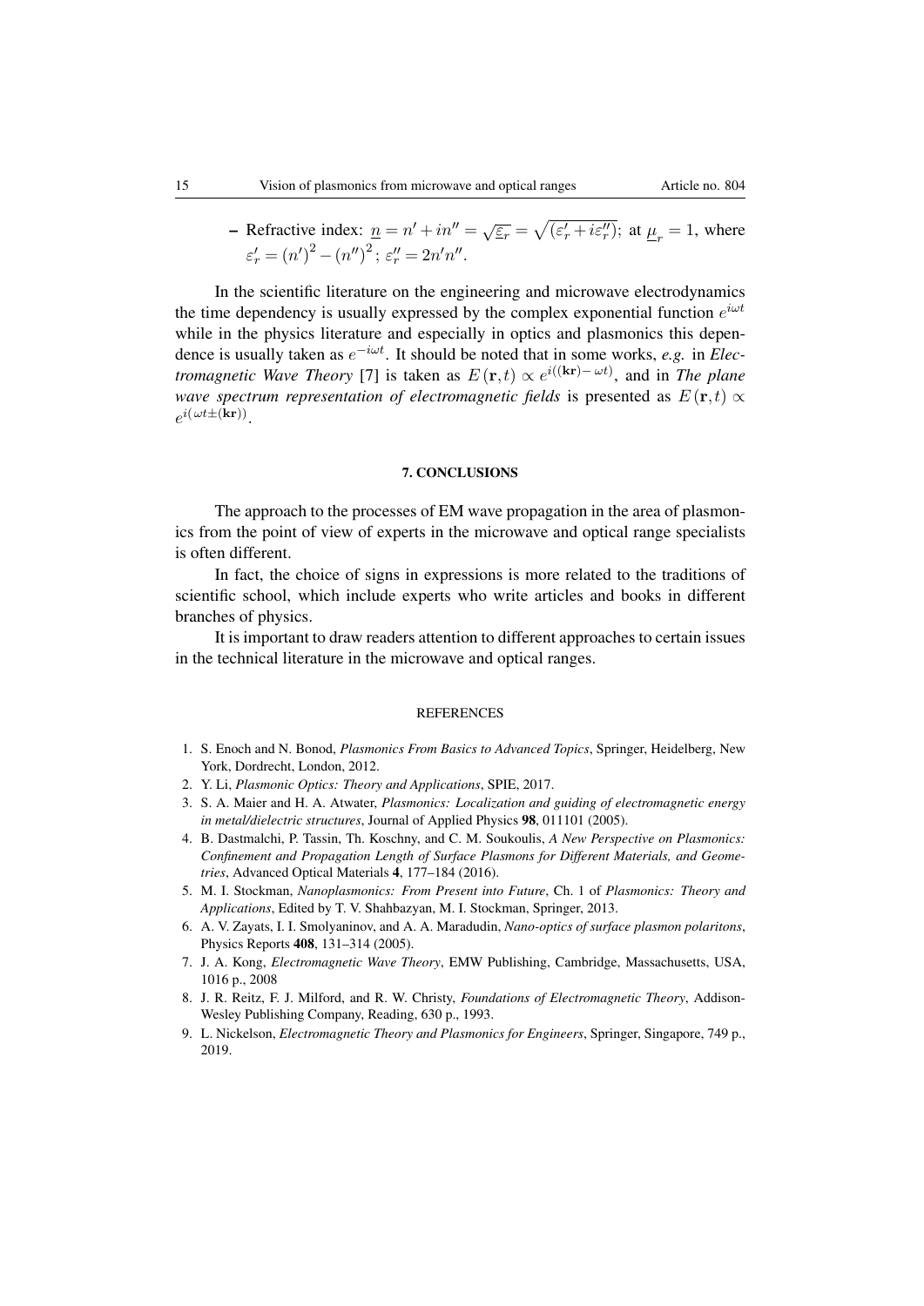- Refractive index: $\underline{n} = n' + in'' = \sqrt{\underline{\varepsilon_r}} = \sqrt{(\varepsilon_r' + i\varepsilon_r'')}$; at $\underline{\mu}_r = 1$, where $\varepsilon_r' = (n')^2 - (n'')^2$; $\varepsilon_r'' = 2n'n''$.

In the scientific literature on the engineering and microwave electrodynamics the time dependency is usually expressed by the complex exponential function $e^{i\omega t}$ while in the physics literature and especially in optics and plasmonics this dependence is usually taken as $e^{-i\omega t}$. It should be noted that in some works, *e.g.* in *Electromagnetic Wave Theory* [7] is taken as $E(\mathbf{r}, t) \propto e^{i((\mathbf{kr}) - \omega t)}$, and in *The plane wave spectrum representation of electromagnetic fields* is presented as $E(\mathbf{r}, t) \propto e^{i(\omega t \pm (\mathbf{kr}))}$.

## 7. CONCLUSIONS

The approach to the processes of EM wave propagation in the area of plasmonics from the point of view of experts in the microwave and optical range specialists is often different.

In fact, the choice of signs in expressions is more related to the traditions of scientific school, which include experts who write articles and books in different branches of physics.

It is important to draw readers attention to different approaches to certain issues in the technical literature in the microwave and optical ranges.

## REFERENCES

1. S. Enoch and N. Bonod, *Plasmonics From Basics to Advanced Topics*, Springer, Heidelberg, New York, Dordrecht, London, 2012.
2. Y. Li, *Plasmonic Optics: Theory and Applications*, SPIE, 2017.
3. S. A. Maier and H. A. Atwater, *Plasmonics: Localization and guiding of electromagnetic energy in metal/dielectric structures*, Journal of Applied Physics **98**, 011101 (2005).
4. B. Dastmalchi, P. Tassin, Th. Koschny, and C. M. Soukoulis, *A New Perspective on Plasmonics: Confinement and Propagation Length of Surface Plasmons for Different Materials, and Geometries*, Advanced Optical Materials **4**, 177–184 (2016).
5. M. I. Stockman, *Nanoplasmonics: From Present into Future*, Ch. 1 of *Plasmonics: Theory and Applications*, Edited by T. V. Shahbazyan, M. I. Stockman, Springer, 2013.
6. A. V. Zayats, I. I. Smolyaninov, and A. A. Maradudin, *Nano-optics of surface plasmon polaritons*, Physics Reports **408**, 131–314 (2005).
7. J. A. Kong, *Electromagnetic Wave Theory*, EMW Publishing, Cambridge, Massachusetts, USA, 1016 p., 2008
8. J. R. Reitz, F. J. Milford, and R. W. Christy, *Foundations of Electromagnetic Theory*, Addison-Wesley Publishing Company, Reading, 630 p., 1993.
9. L. Nickelson, *Electromagnetic Theory and Plasmonics for Engineers*, Springer, Singapore, 749 p., 2019.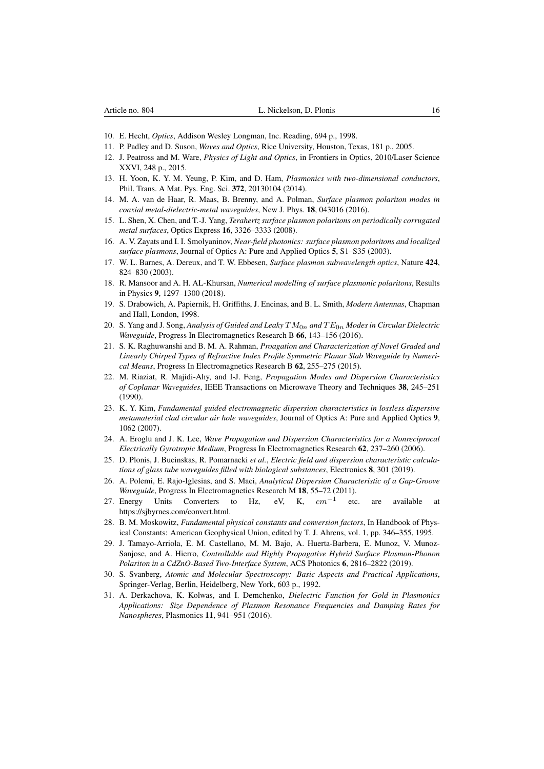10. E. Hecht, *Optics*, Addison Wesley Longman, Inc. Reading, 694 p., 1998.
11. P. Padley and D. Suson, *Waves and Optics*, Rice University, Houston, Texas, 181 p., 2005.
12. J. Peatross and M. Ware, *Physics of Light and Optics*, in Frontiers in Optics, 2010/Laser Science XXVI, 248 p., 2015.
13. H. Yoon, K. Y. M. Yeung, P. Kim, and D. Ham, *Plasmonics with two-dimensional conductors*, Phil. Trans. A Mat. Pys. Eng. Sci. **372**, 20130104 (2014).
14. M. A. van de Haar, R. Maas, B. Brenny, and A. Polman, *Surface plasmon polariton modes in coaxial metal-dielectric-metal waveguides*, New J. Phys. **18**, 043016 (2016).
15. L. Shen, X. Chen, and T.-J. Yang, *Terahertz surface plasmon polaritons on periodically corrugated metal surfaces*, Optics Express **16**, 3326–3333 (2008).
16. A. V. Zayats and I. I. Smolyaninov, *Near-field photonics: surface plasmon polaritons and localized surface plasmons*, Journal of Optics A: Pure and Applied Optics **5**, S1–S35 (2003).
17. W. L. Barnes, A. Dereux, and T. W. Ebbesen, *Surface plasmon subwavelength optics*, Nature **424**, 824–830 (2003).
18. R. Mansoor and A. H. AL-Khursan, *Numerical modelling of surface plasmonic polaritons*, Results in Physics **9**, 1297–1300 (2018).
19. S. Drabowich, A. Papiernik, H. Griffiths, J. Encinas, and B. L. Smith, *Modern Antennas*, Chapman and Hall, London, 1998.
20. S. Yang and J. Song, *Analysis of Guided and Leaky $TM_{0n}$ and $TE_{0n}$ Modes in Circular Dielectric Waveguide*, Progress In Electromagnetics Research B **66**, 143–156 (2016).
21. S. K. Raghuwanshi and B. M. A. Rahman, *Proagation and Characterization of Novel Graded and Linearly Chirped Types of Refractive Index Profile Symmetric Planar Slab Waveguide by Numerical Means*, Progress In Electromagnetics Research B **62**, 255–275 (2015).
22. M. Riaziat, R. Majidi-Ahy, and I-J. Feng, *Propagation Modes and Dispersion Characteristics of Coplanar Waveguides*, IEEE Transactions on Microwave Theory and Techniques **38**, 245–251 (1990).
23. K. Y. Kim, *Fundamental guided electromagnetic dispersion characteristics in lossless dispersive metamaterial clad circular air hole waveguides*, Journal of Optics A: Pure and Applied Optics **9**, 1062 (2007).
24. A. Eroglu and J. K. Lee, *Wave Propagation and Dispersion Characteristics for a Nonreciprocal Electrically Gyrotropic Medium*, Progress In Electromagnetics Research **62**, 237–260 (2006).
25. D. Plonis, J. Bucinskas, R. Pomarnacki *et al.*, *Electric field and dispersion characteristic calculations of glass tube waveguides filled with biological substances*, Electronics **8**, 301 (2019).
26. A. Polemi, E. Rajo-Iglesias, and S. Maci, *Analytical Dispersion Characteristic of a Gap-Groove Waveguide*, Progress In Electromagnetics Research M **18**, 55–72 (2011).
27. Energy Units Converters to Hz, eV, K, $cm^{-1}$ etc. are available at https://sjbyrnes.com/convert.html.
28. B. M. Moskowitz, *Fundamental physical constants and conversion factors*, In Handbook of Physical Constants: American Geophysical Union, edited by T. J. Ahrens, vol. 1, pp. 346–355, 1995.
29. J. Tamayo-Arriola, E. M. Castellano, M. M. Bajo, A. Huerta-Barbera, E. Munoz, V. Munoz-Sanjose, and A. Hierro, *Controllable and Highly Propagative Hybrid Surface Plasmon-Phonon Polariton in a CdZnO-Based Two-Interface System*, ACS Photonics **6**, 2816–2822 (2019).
30. S. Svanberg, *Atomic and Molecular Spectroscopy: Basic Aspects and Practical Applications*, Springer-Verlag, Berlin, Heidelberg, New York, 603 p., 1992.
31. A. Derkachova, K. Kolwas, and I. Demchenko, *Dielectric Function for Gold in Plasmonics Applications: Size Dependence of Plasmon Resonance Frequencies and Damping Rates for Nanospheres*, Plasmonics **11**, 941–951 (2016).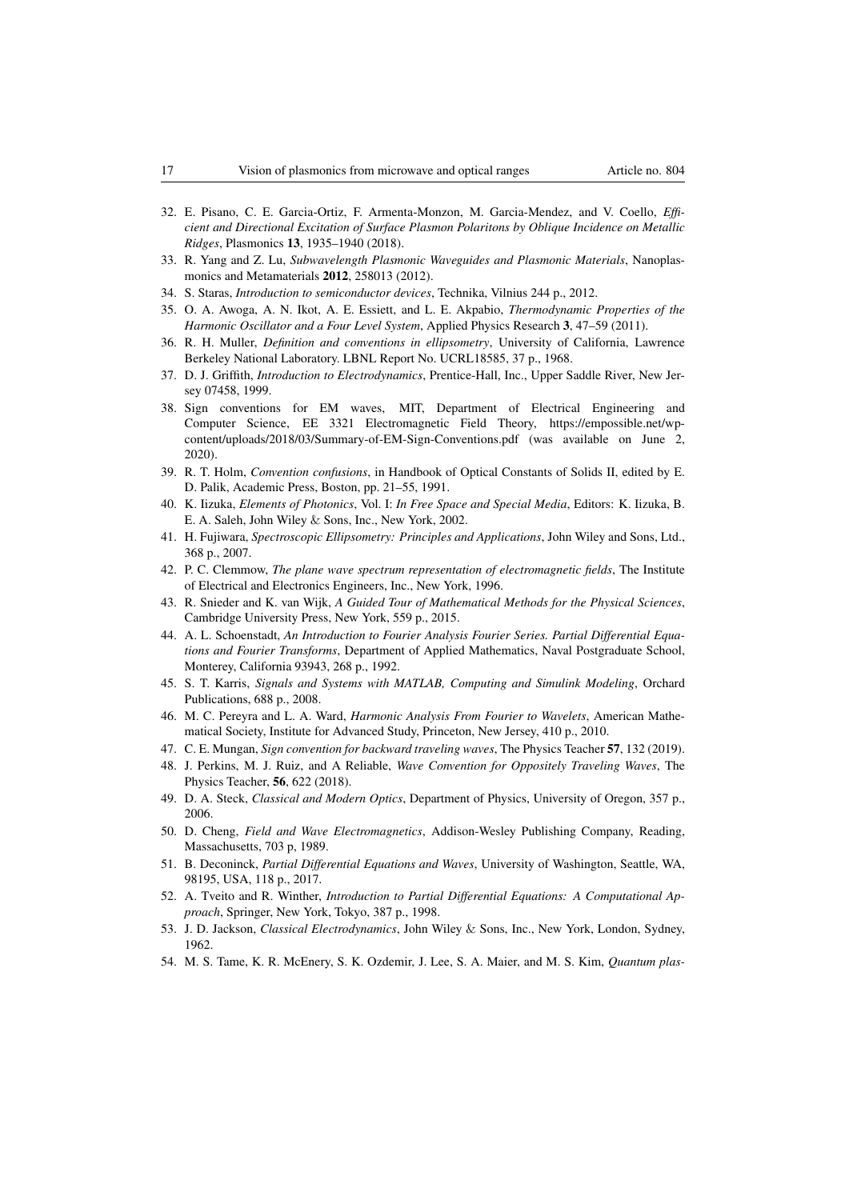32. E. Pisano, C. E. Garcia-Ortiz, F. Armenta-Monzon, M. Garcia-Mendez, and V. Coello, *Efficient and Directional Excitation of Surface Plasmon Polaritons by Oblique Incidence on Metallic Ridges*, Plasmonics **13**, 1935–1940 (2018).
33. R. Yang and Z. Lu, *Subwavelength Plasmonic Waveguides and Plasmonic Materials*, Nanoplasmonics and Metamaterials **2012**, 258013 (2012).
34. S. Staras, *Introduction to semiconductor devices*, Technika, Vilnius 244 p., 2012.
35. O. A. Awoga, A. N. Ikot, A. E. Essiett, and L. E. Akpabio, *Thermodynamic Properties of the Harmonic Oscillator and a Four Level System*, Applied Physics Research **3**, 47–59 (2011).
36. R. H. Muller, *Definition and conventions in ellipsometry*, University of California, Lawrence Berkeley National Laboratory. LBNL Report No. UCRL18585, 37 p., 1968.
37. D. J. Griffith, *Introduction to Electrodynamics*, Prentice-Hall, Inc., Upper Saddle River, New Jersey 07458, 1999.
38. Sign conventions for EM waves, MIT, Department of Electrical Engineering and Computer Science, EE 3321 Electromagnetic Field Theory, https://empossible.net/wp-content/uploads/2018/03/Summary-of-EM-Sign-Conventions.pdf (was available on June 2, 2020).
39. R. T. Holm, *Convention confusions*, in Handbook of Optical Constants of Solids II, edited by E. D. Palik, Academic Press, Boston, pp. 21–55, 1991.
40. K. Iizuka, *Elements of Photonics*, Vol. I: *In Free Space and Special Media*, Editors: K. Iizuka, B. E. A. Saleh, John Wiley & Sons, Inc., New York, 2002.
41. H. Fujiwara, *Spectroscopic Ellipsometry: Principles and Applications*, John Wiley and Sons, Ltd., 368 p., 2007.
42. P. C. Clemmow, *The plane wave spectrum representation of electromagnetic fields*, The Institute of Electrical and Electronics Engineers, Inc., New York, 1996.
43. R. Snieder and K. van Wijk, *A Guided Tour of Mathematical Methods for the Physical Sciences*, Cambridge University Press, New York, 559 p., 2015.
44. A. L. Schoenstadt, *An Introduction to Fourier Analysis Fourier Series. Partial Differential Equations and Fourier Transforms*, Department of Applied Mathematics, Naval Postgraduate School, Monterey, California 93943, 268 p., 1992.
45. S. T. Karris, *Signals and Systems with MATLAB, Computing and Simulink Modeling*, Orchard Publications, 688 p., 2008.
46. M. C. Pereyra and L. A. Ward, *Harmonic Analysis From Fourier to Wavelets*, American Mathematical Society, Institute for Advanced Study, Princeton, New Jersey, 410 p., 2010.
47. C. E. Mungan, *Sign convention for backward traveling waves*, The Physics Teacher **57**, 132 (2019).
48. J. Perkins, M. J. Ruiz, and A Reliable, *Wave Convention for Oppositely Traveling Waves*, The Physics Teacher, **56**, 622 (2018).
49. D. A. Steck, *Classical and Modern Optics*, Department of Physics, University of Oregon, 357 p., 2006.
50. D. Cheng, *Field and Wave Electromagnetics*, Addison-Wesley Publishing Company, Reading, Massachusetts, 703 p, 1989.
51. B. Deconinck, *Partial Differential Equations and Waves*, University of Washington, Seattle, WA, 98195, USA, 118 p., 2017.
52. A. Tveito and R. Winther, *Introduction to Partial Differential Equations: A Computational Approach*, Springer, New York, Tokyo, 387 p., 1998.
53. J. D. Jackson, *Classical Electrodynamics*, John Wiley & Sons, Inc., New York, London, Sydney, 1962.
54. M. S. Tame, K. R. McEnery, S. K. Ozdemir, J. Lee, S. A. Maier, and M. S. Kim, *Quantum plas-*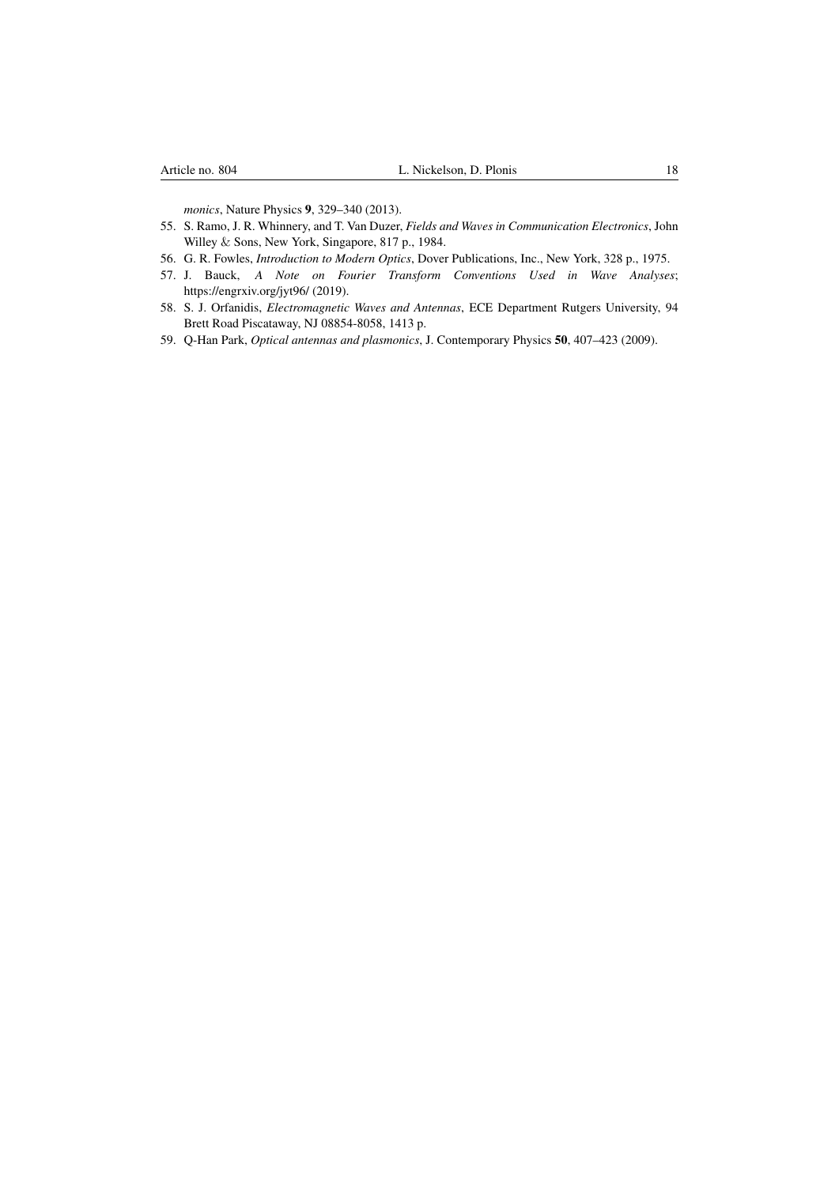*monics*, Nature Physics **9**, 329–340 (2013).

55. S. Ramo, J. R. Whinnery, and T. Van Duzer, *Fields and Waves in Communication Electronics*, John Willey & Sons, New York, Singapore, 817 p., 1984.
56. G. R. Fowles, *Introduction to Modern Optics*, Dover Publications, Inc., New York, 328 p., 1975.
57. J. Bauck, *A Note on Fourier Transform Conventions Used in Wave Analyses*; https://engrxiv.org/jyt96/ (2019).
58. S. J. Orfanidis, *Electromagnetic Waves and Antennas*, ECE Department Rutgers University, 94 Brett Road Piscataway, NJ 08854-8058, 1413 p.
59. Q-Han Park, *Optical antennas and plasmonics*, J. Contemporary Physics **50**, 407–423 (2009).